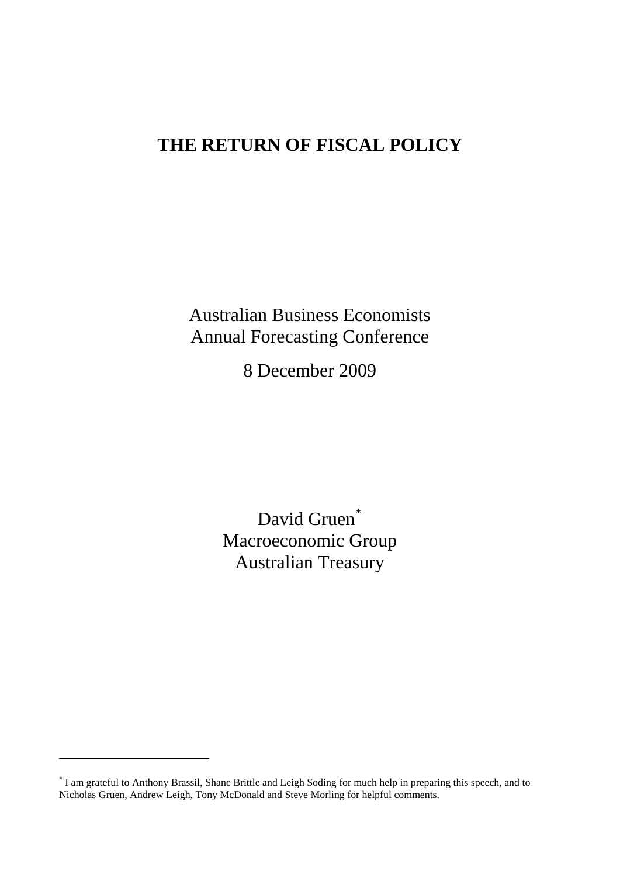# THE RETURN OF FISCAL POLICY

Australian Business Economists
Annual Forecasting Conference

8 December 2009

David Gruen[*]
Macroeconomic Group
Australian Treasury

[*] I am grateful to Anthony Brassil, Shane Brittle and Leigh Soding for much help in preparing this speech, and to Nicholas Gruen, Andrew Leigh, Tony McDonald and Steve Morling for helpful comments.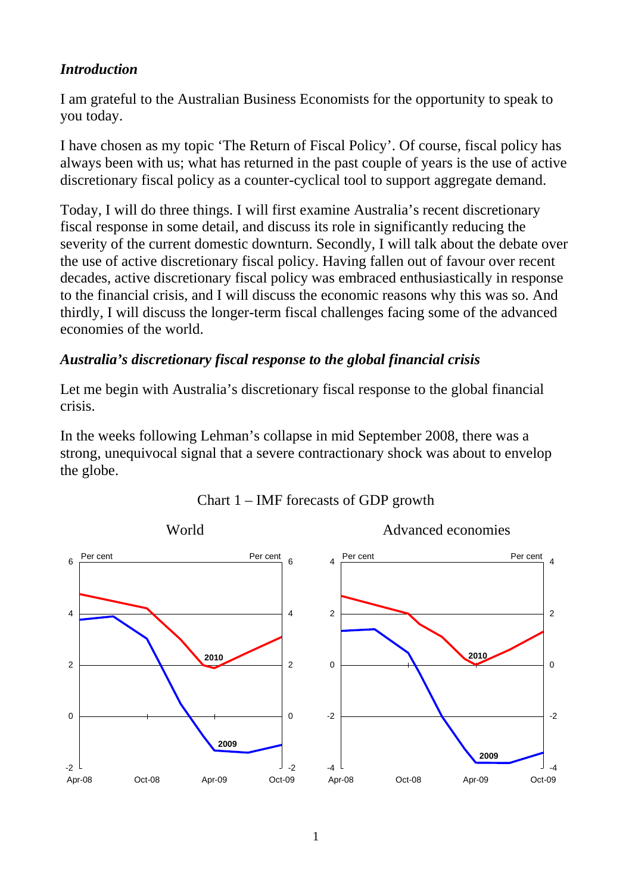## *Introduction*

I am grateful to the Australian Business Economists for the opportunity to speak to you today.

I have chosen as my topic 'The Return of Fiscal Policy'. Of course, fiscal policy has always been with us; what has returned in the past couple of years is the use of active discretionary fiscal policy as a counter-cyclical tool to support aggregate demand.

Today, I will do three things. I will first examine Australia's recent discretionary fiscal response in some detail, and discuss its role in significantly reducing the severity of the current domestic downturn. Secondly, I will talk about the debate over the use of active discretionary fiscal policy. Having fallen out of favour over recent decades, active discretionary fiscal policy was embraced enthusiastically in response to the financial crisis, and I will discuss the economic reasons why this was so. And thirdly, I will discuss the longer-term fiscal challenges facing some of the advanced economies of the world.

## *Australia's discretionary fiscal response to the global financial crisis*

Let me begin with Australia's discretionary fiscal response to the global financial crisis.

In the weeks following Lehman's collapse in mid September 2008, there was a strong, unequivocal signal that a severe contractionary shock was about to envelop the globe.

Chart 1 – IMF forecasts of GDP growth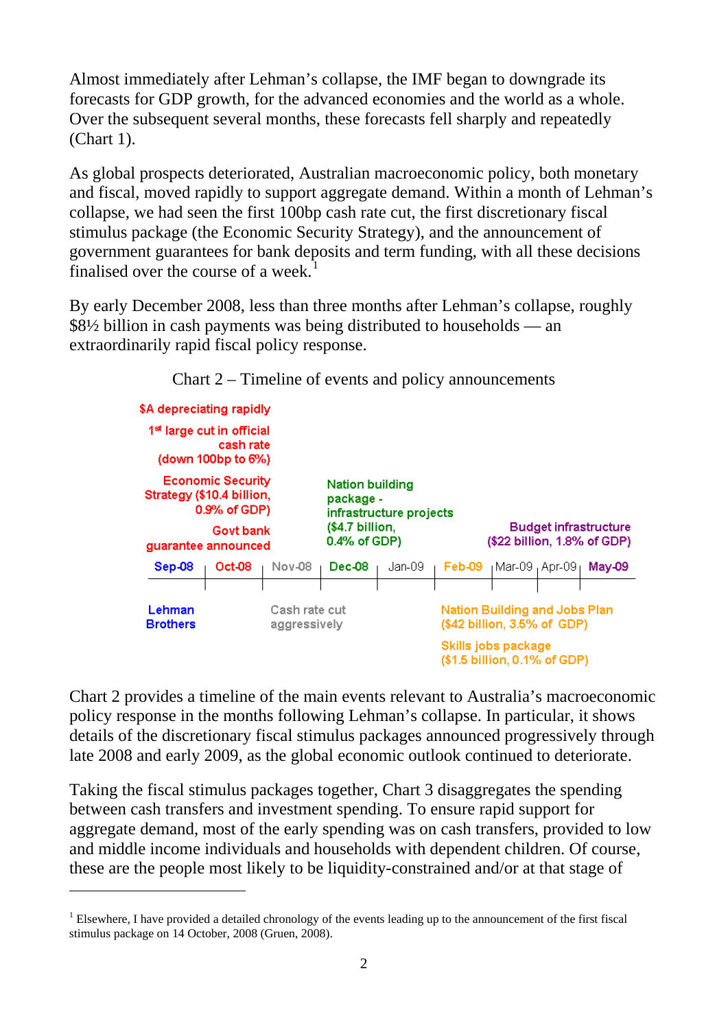Almost immediately after Lehman's collapse, the IMF began to downgrade its forecasts for GDP growth, for the advanced economies and the world as a whole. Over the subsequent several months, these forecasts fell sharply and repeatedly (Chart 1).

As global prospects deteriorated, Australian macroeconomic policy, both monetary and fiscal, moved rapidly to support aggregate demand. Within a month of Lehman's collapse, we had seen the first 100bp cash rate cut, the first discretionary fiscal stimulus package (the Economic Security Strategy), and the announcement of government guarantees for bank deposits and term funding, with all these decisions finalised over the course of a week.[1]

By early December 2008, less than three months after Lehman's collapse, roughly $8½ billion in cash payments was being distributed to households — an extraordinarily rapid fiscal policy response.

Chart 2 – Timeline of events and policy announcements

| Month | Events and policy announcements |
| --- | --- |
| Sep-08 | Lehman Brothers |
| Oct-08 | $A depreciating rapidly; 1st large cut in official cash rate (down 100bp to 6%); Economic Security Strategy ($10.4 billion, 0.9% of GDP); Govt bank guarantee announced |
| Nov-08 | Cash rate cut aggressively |
| Dec-08 | Nation building package - infrastructure projects ($4.7 billion, 0.4% of GDP) |
| Jan-09 | |
| Feb-09 | Nation Building and Jobs Plan ($42 billion, 3.5% of GDP); Skills jobs package ($1.5 billion, 0.1% of GDP) |
| Mar-09 | |
| Apr-09 | |
| May-09 | Budget infrastructure ($22 billion, 1.8% of GDP) |

Chart 2 provides a timeline of the main events relevant to Australia's macroeconomic policy response in the months following Lehman's collapse. In particular, it shows details of the discretionary fiscal stimulus packages announced progressively through late 2008 and early 2009, as the global economic outlook continued to deteriorate.

Taking the fiscal stimulus packages together, Chart 3 disaggregates the spending between cash transfers and investment spending. To ensure rapid support for aggregate demand, most of the early spending was on cash transfers, provided to low and middle income individuals and households with dependent children. Of course, these are the people most likely to be liquidity-constrained and/or at that stage of

[1] Elsewhere, I have provided a detailed chronology of the events leading up to the announcement of the first fiscal stimulus package on 14 October, 2008 (Gruen, 2008).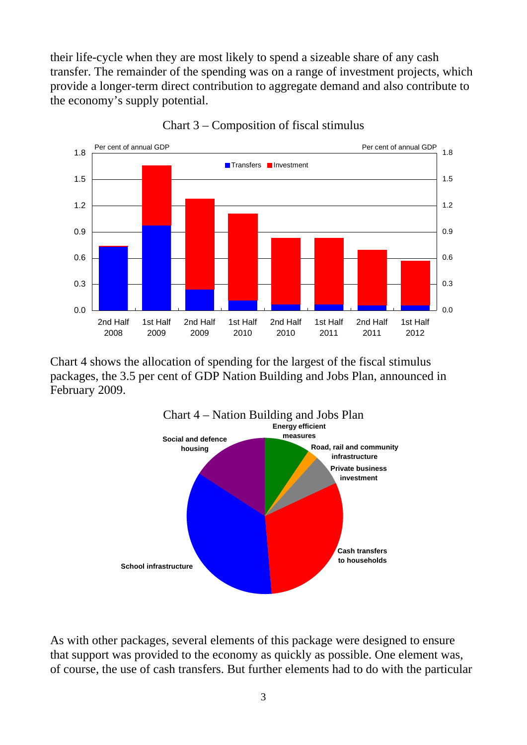their life-cycle when they are most likely to spend a sizeable share of any cash transfer. The remainder of the spending was on a range of investment projects, which provide a longer-term direct contribution to aggregate demand and also contribute to the economy's supply potential.

Chart 3 – Composition of fiscal stimulus

Chart 4 shows the allocation of spending for the largest of the fiscal stimulus packages, the 3.5 per cent of GDP Nation Building and Jobs Plan, announced in February 2009.

Chart 4 – Nation Building and Jobs Plan

As with other packages, several elements of this package were designed to ensure that support was provided to the economy as quickly as possible. One element was, of course, the use of cash transfers. But further elements had to do with the particular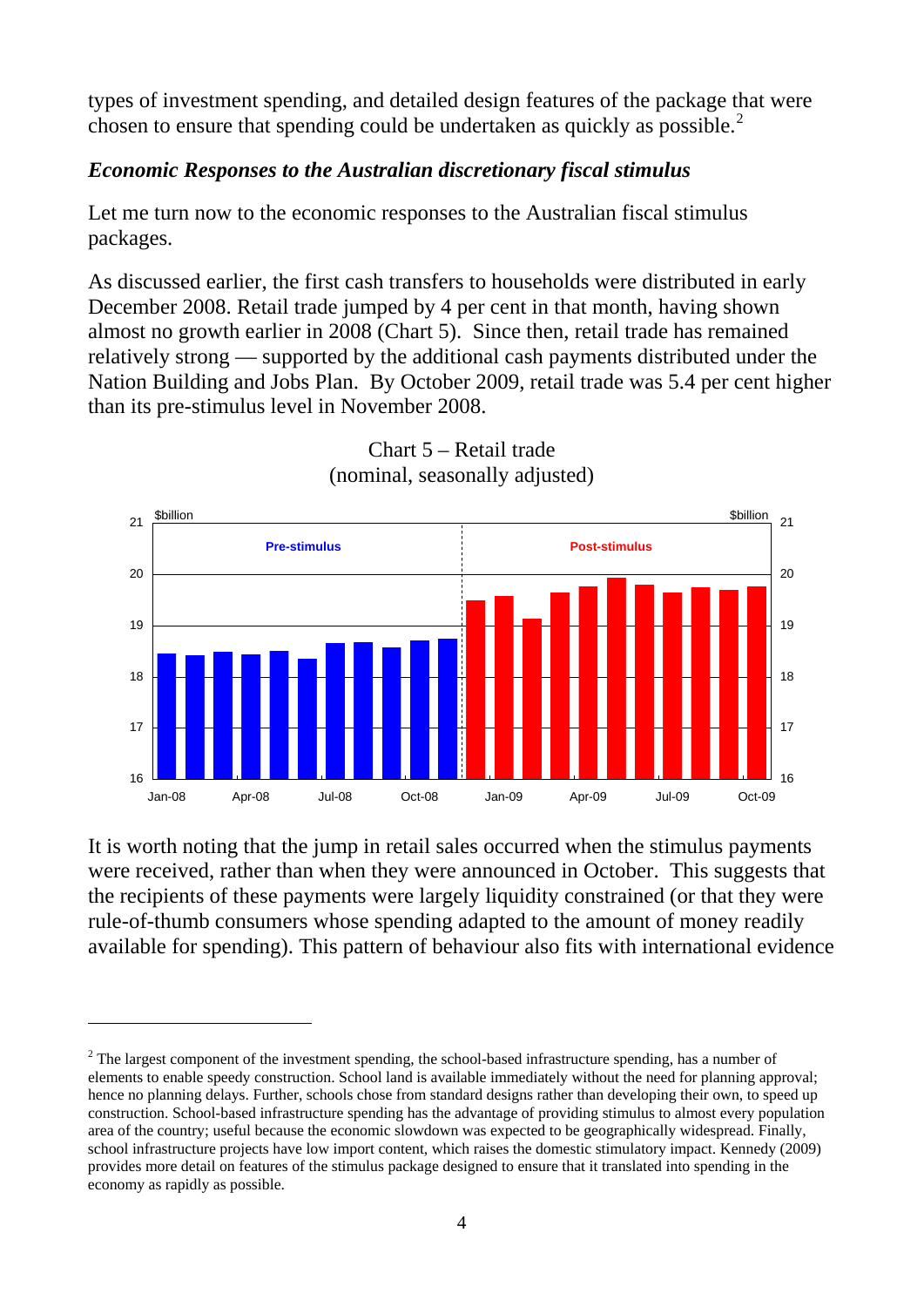types of investment spending, and detailed design features of the package that were chosen to ensure that spending could be undertaken as quickly as possible.[2]

### *Economic Responses to the Australian discretionary fiscal stimulus*

Let me turn now to the economic responses to the Australian fiscal stimulus packages.

As discussed earlier, the first cash transfers to households were distributed in early December 2008. Retail trade jumped by 4 per cent in that month, having shown almost no growth earlier in 2008 (Chart 5). Since then, retail trade has remained relatively strong — supported by the additional cash payments distributed under the Nation Building and Jobs Plan. By October 2009, retail trade was 5.4 per cent higher than its pre-stimulus level in November 2008.

Chart 5 – Retail trade
(nominal, seasonally adjusted)

It is worth noting that the jump in retail sales occurred when the stimulus payments were received, rather than when they were announced in October. This suggests that the recipients of these payments were largely liquidity constrained (or that they were rule-of-thumb consumers whose spending adapted to the amount of money readily available for spending). This pattern of behaviour also fits with international evidence

---

[2] The largest component of the investment spending, the school-based infrastructure spending, has a number of elements to enable speedy construction. School land is available immediately without the need for planning approval; hence no planning delays. Further, schools chose from standard designs rather than developing their own, to speed up construction. School-based infrastructure spending has the advantage of providing stimulus to almost every population area of the country; useful because the economic slowdown was expected to be geographically widespread. Finally, school infrastructure projects have low import content, which raises the domestic stimulatory impact. Kennedy (2009) provides more detail on features of the stimulus package designed to ensure that it translated into spending in the economy as rapidly as possible.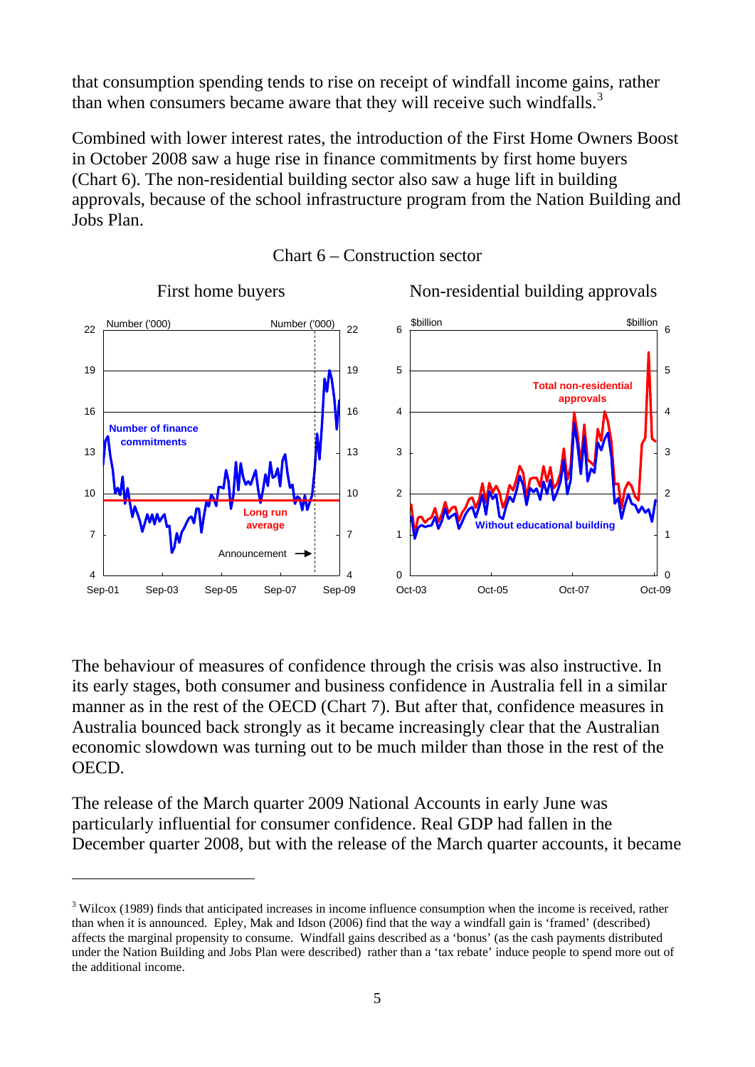that consumption spending tends to rise on receipt of windfall income gains, rather than when consumers became aware that they will receive such windfalls.[3]

Combined with lower interest rates, the introduction of the First Home Owners Boost in October 2008 saw a huge rise in finance commitments by first home buyers (Chart 6). The non-residential building sector also saw a huge lift in building approvals, because of the school infrastructure program from the Nation Building and Jobs Plan.

Chart 6 – Construction sector

First home buyers

Non-residential building approvals

The behaviour of measures of confidence through the crisis was also instructive. In its early stages, both consumer and business confidence in Australia fell in a similar manner as in the rest of the OECD (Chart 7). But after that, confidence measures in Australia bounced back strongly as it became increasingly clear that the Australian economic slowdown was turning out to be much milder than those in the rest of the OECD.

The release of the March quarter 2009 National Accounts in early June was particularly influential for consumer confidence. Real GDP had fallen in the December quarter 2008, but with the release of the March quarter accounts, it became

---

[3] Wilcox (1989) finds that anticipated increases in income influence consumption when the income is received, rather than when it is announced. Epley, Mak and Idson (2006) find that the way a windfall gain is 'framed' (described) affects the marginal propensity to consume. Windfall gains described as a 'bonus' (as the cash payments distributed under the Nation Building and Jobs Plan were described) rather than a 'tax rebate' induce people to spend more out of the additional income.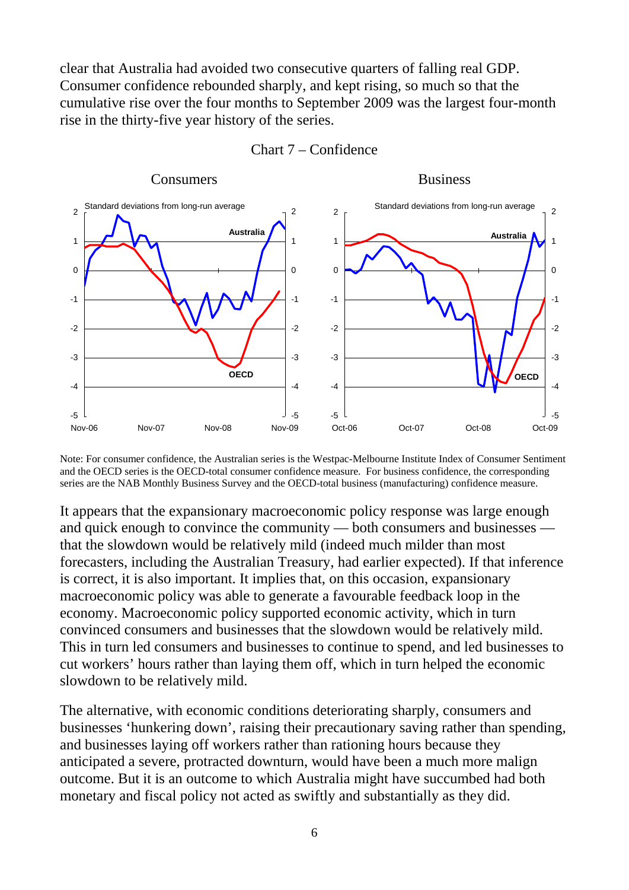clear that Australia had avoided two consecutive quarters of falling real GDP. Consumer confidence rebounded sharply, and kept rising, so much so that the cumulative rise over the four months to September 2009 was the largest four-month rise in the thirty-five year history of the series.

Chart 7 – Confidence

Note: For consumer confidence, the Australian series is the Westpac-Melbourne Institute Index of Consumer Sentiment and the OECD series is the OECD-total consumer confidence measure. For business confidence, the corresponding series are the NAB Monthly Business Survey and the OECD-total business (manufacturing) confidence measure.

It appears that the expansionary macroeconomic policy response was large enough and quick enough to convince the community — both consumers and businesses — that the slowdown would be relatively mild (indeed much milder than most forecasters, including the Australian Treasury, had earlier expected). If that inference is correct, it is also important. It implies that, on this occasion, expansionary macroeconomic policy was able to generate a favourable feedback loop in the economy. Macroeconomic policy supported economic activity, which in turn convinced consumers and businesses that the slowdown would be relatively mild. This in turn led consumers and businesses to continue to spend, and led businesses to cut workers' hours rather than laying them off, which in turn helped the economic slowdown to be relatively mild.

The alternative, with economic conditions deteriorating sharply, consumers and businesses 'hunkering down', raising their precautionary saving rather than spending, and businesses laying off workers rather than rationing hours because they anticipated a severe, protracted downturn, would have been a much more malign outcome. But it is an outcome to which Australia might have succumbed had both monetary and fiscal policy not acted as swiftly and substantially as they did.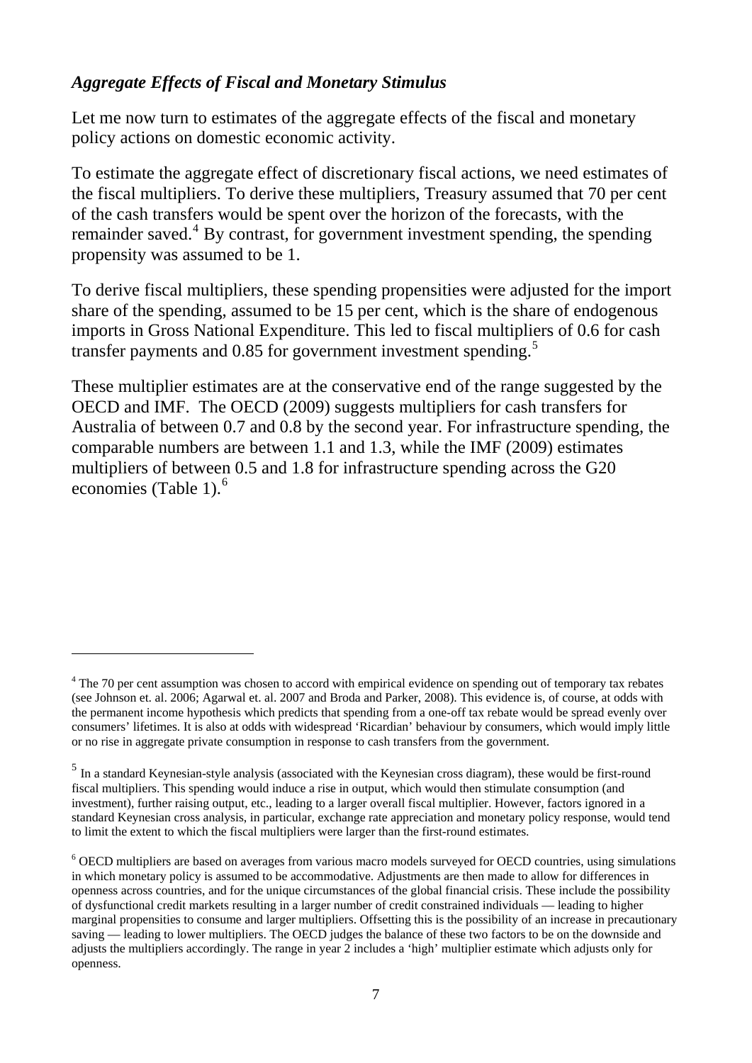### *Aggregate Effects of Fiscal and Monetary Stimulus*

Let me now turn to estimates of the aggregate effects of the fiscal and monetary policy actions on domestic economic activity.

To estimate the aggregate effect of discretionary fiscal actions, we need estimates of the fiscal multipliers. To derive these multipliers, Treasury assumed that 70 per cent of the cash transfers would be spent over the horizon of the forecasts, with the remainder saved.[4] By contrast, for government investment spending, the spending propensity was assumed to be 1.

To derive fiscal multipliers, these spending propensities were adjusted for the import share of the spending, assumed to be 15 per cent, which is the share of endogenous imports in Gross National Expenditure. This led to fiscal multipliers of 0.6 for cash transfer payments and 0.85 for government investment spending.[5]

These multiplier estimates are at the conservative end of the range suggested by the OECD and IMF. The OECD (2009) suggests multipliers for cash transfers for Australia of between 0.7 and 0.8 by the second year. For infrastructure spending, the comparable numbers are between 1.1 and 1.3, while the IMF (2009) estimates multipliers of between 0.5 and 1.8 for infrastructure spending across the G20 economies (Table 1).[6]

---

[4] The 70 per cent assumption was chosen to accord with empirical evidence on spending out of temporary tax rebates (see Johnson et. al. 2006; Agarwal et. al. 2007 and Broda and Parker, 2008). This evidence is, of course, at odds with the permanent income hypothesis which predicts that spending from a one-off tax rebate would be spread evenly over consumers' lifetimes. It is also at odds with widespread 'Ricardian' behaviour by consumers, which would imply little or no rise in aggregate private consumption in response to cash transfers from the government.

[5] In a standard Keynesian-style analysis (associated with the Keynesian cross diagram), these would be first-round fiscal multipliers. This spending would induce a rise in output, which would then stimulate consumption (and investment), further raising output, etc., leading to a larger overall fiscal multiplier. However, factors ignored in a standard Keynesian cross analysis, in particular, exchange rate appreciation and monetary policy response, would tend to limit the extent to which the fiscal multipliers were larger than the first-round estimates.

[6] OECD multipliers are based on averages from various macro models surveyed for OECD countries, using simulations in which monetary policy is assumed to be accommodative. Adjustments are then made to allow for differences in openness across countries, and for the unique circumstances of the global financial crisis. These include the possibility of dysfunctional credit markets resulting in a larger number of credit constrained individuals — leading to higher marginal propensities to consume and larger multipliers. Offsetting this is the possibility of an increase in precautionary saving — leading to lower multipliers. The OECD judges the balance of these two factors to be on the downside and adjusts the multipliers accordingly. The range in year 2 includes a 'high' multiplier estimate which adjusts only for openness.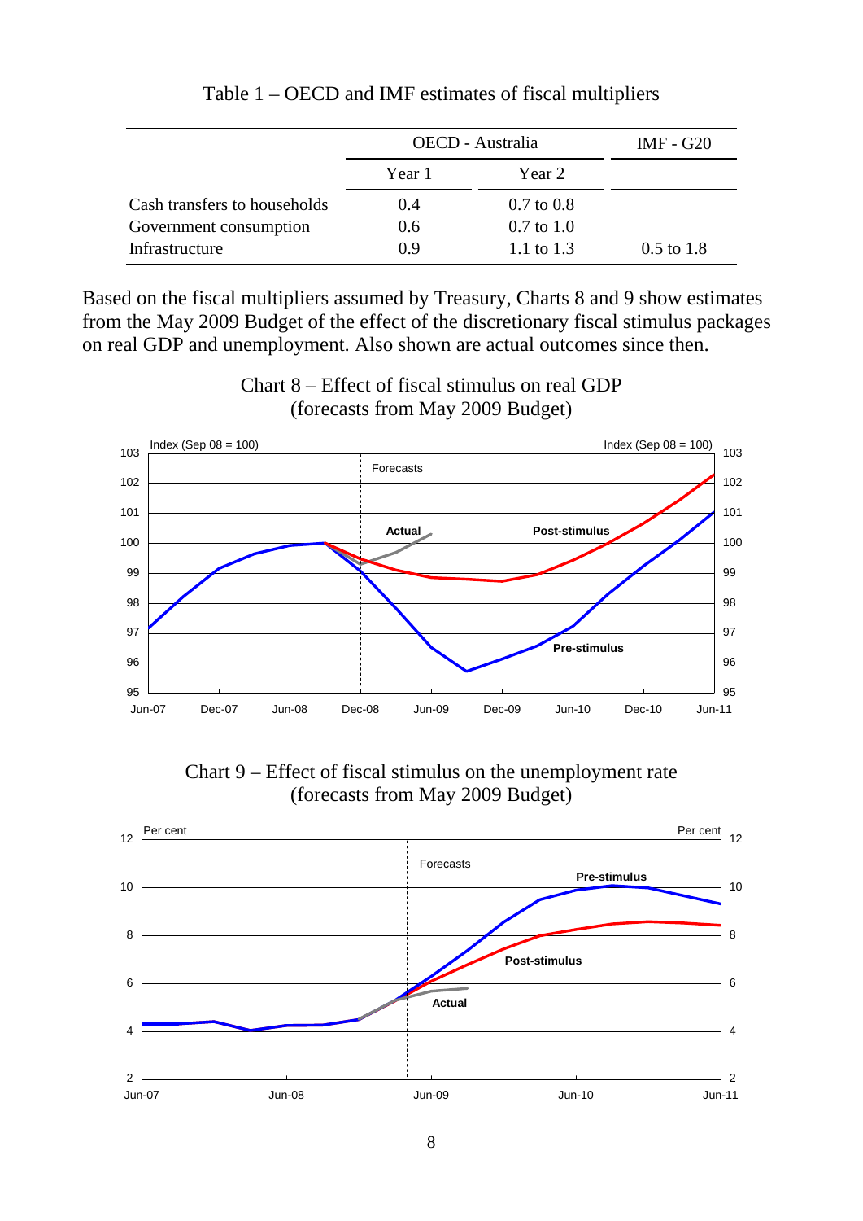Table 1 – OECD and IMF estimates of fiscal multipliers

| | OECD - Australia | | IMF - G20 |
|---|---|---|---|
| | Year 1 | Year 2 | |
| Cash transfers to households | 0.4 | 0.7 to 0.8 | |
| Government consumption | 0.6 | 0.7 to 1.0 | |
| Infrastructure | 0.9 | 1.1 to 1.3 | 0.5 to 1.8 |

Based on the fiscal multipliers assumed by Treasury, Charts 8 and 9 show estimates from the May 2009 Budget of the effect of the discretionary fiscal stimulus packages on real GDP and unemployment. Also shown are actual outcomes since then.

Chart 8 – Effect of fiscal stimulus on real GDP (forecasts from May 2009 Budget)

Chart 9 – Effect of fiscal stimulus on the unemployment rate (forecasts from May 2009 Budget)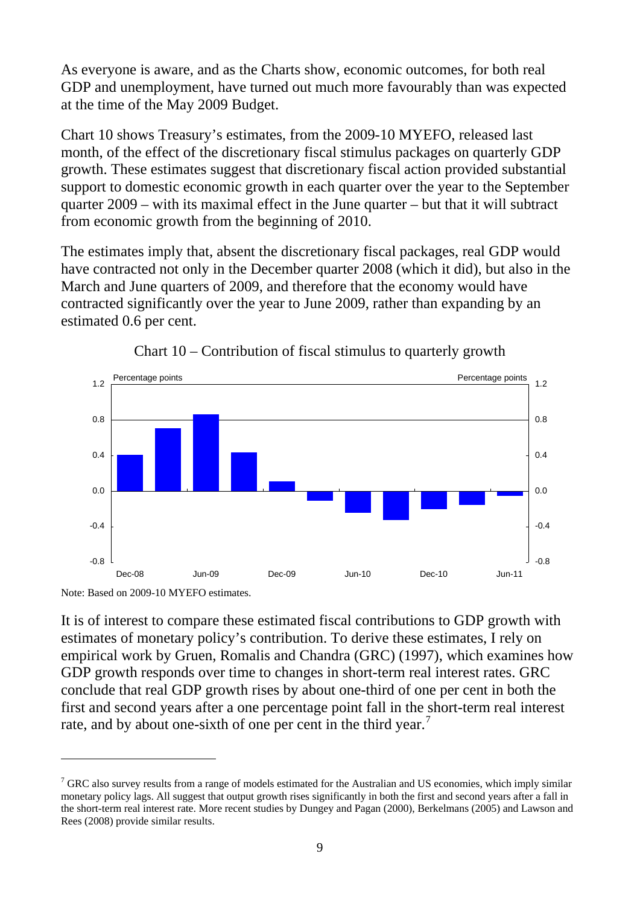As everyone is aware, and as the Charts show, economic outcomes, for both real GDP and unemployment, have turned out much more favourably than was expected at the time of the May 2009 Budget.

Chart 10 shows Treasury's estimates, from the 2009-10 MYEFO, released last month, of the effect of the discretionary fiscal stimulus packages on quarterly GDP growth. These estimates suggest that discretionary fiscal action provided substantial support to domestic economic growth in each quarter over the year to the September quarter 2009 – with its maximal effect in the June quarter – but that it will subtract from economic growth from the beginning of 2010.

The estimates imply that, absent the discretionary fiscal packages, real GDP would have contracted not only in the December quarter 2008 (which it did), but also in the March and June quarters of 2009, and therefore that the economy would have contracted significantly over the year to June 2009, rather than expanding by an estimated 0.6 per cent.

Chart 10 – Contribution of fiscal stimulus to quarterly growth

Note: Based on 2009-10 MYEFO estimates.

It is of interest to compare these estimated fiscal contributions to GDP growth with estimates of monetary policy's contribution. To derive these estimates, I rely on empirical work by Gruen, Romalis and Chandra (GRC) (1997), which examines how GDP growth responds over time to changes in short-term real interest rates. GRC conclude that real GDP growth rises by about one-third of one per cent in both the first and second years after a one percentage point fall in the short-term real interest rate, and by about one-sixth of one per cent in the third year.[7]

[7] GRC also survey results from a range of models estimated for the Australian and US economies, which imply similar monetary policy lags. All suggest that output growth rises significantly in both the first and second years after a fall in the short-term real interest rate. More recent studies by Dungey and Pagan (2000), Berkelmans (2005) and Lawson and Rees (2008) provide similar results.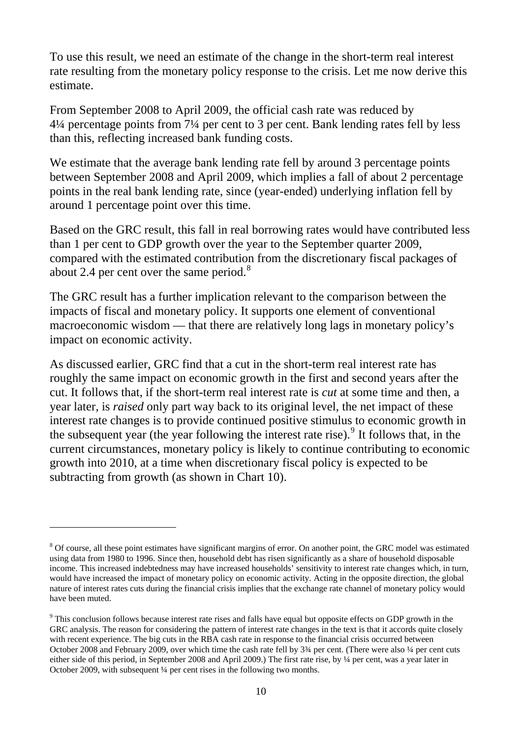To use this result, we need an estimate of the change in the short-term real interest rate resulting from the monetary policy response to the crisis. Let me now derive this estimate.

From September 2008 to April 2009, the official cash rate was reduced by 4¼ percentage points from 7¼ per cent to 3 per cent. Bank lending rates fell by less than this, reflecting increased bank funding costs.

We estimate that the average bank lending rate fell by around 3 percentage points between September 2008 and April 2009, which implies a fall of about 2 percentage points in the real bank lending rate, since (year-ended) underlying inflation fell by around 1 percentage point over this time.

Based on the GRC result, this fall in real borrowing rates would have contributed less than 1 per cent to GDP growth over the year to the September quarter 2009, compared with the estimated contribution from the discretionary fiscal packages of about 2.4 per cent over the same period.[8]

The GRC result has a further implication relevant to the comparison between the impacts of fiscal and monetary policy. It supports one element of conventional macroeconomic wisdom — that there are relatively long lags in monetary policy's impact on economic activity.

As discussed earlier, GRC find that a cut in the short-term real interest rate has roughly the same impact on economic growth in the first and second years after the cut. It follows that, if the short-term real interest rate is *cut* at some time and then, a year later, is *raised* only part way back to its original level, the net impact of these interest rate changes is to provide continued positive stimulus to economic growth in the subsequent year (the year following the interest rate rise).[9] It follows that, in the current circumstances, monetary policy is likely to continue contributing to economic growth into 2010, at a time when discretionary fiscal policy is expected to be subtracting from growth (as shown in Chart 10).

---

[8] Of course, all these point estimates have significant margins of error. On another point, the GRC model was estimated using data from 1980 to 1996. Since then, household debt has risen significantly as a share of household disposable income. This increased indebtedness may have increased households' sensitivity to interest rate changes which, in turn, would have increased the impact of monetary policy on economic activity. Acting in the opposite direction, the global nature of interest rates cuts during the financial crisis implies that the exchange rate channel of monetary policy would have been muted.

[9] This conclusion follows because interest rate rises and falls have equal but opposite effects on GDP growth in the GRC analysis. The reason for considering the pattern of interest rate changes in the text is that it accords quite closely with recent experience. The big cuts in the RBA cash rate in response to the financial crisis occurred between October 2008 and February 2009, over which time the cash rate fell by 3¾ per cent. (There were also ¼ per cent cuts either side of this period, in September 2008 and April 2009.) The first rate rise, by ¼ per cent, was a year later in October 2009, with subsequent ¼ per cent rises in the following two months.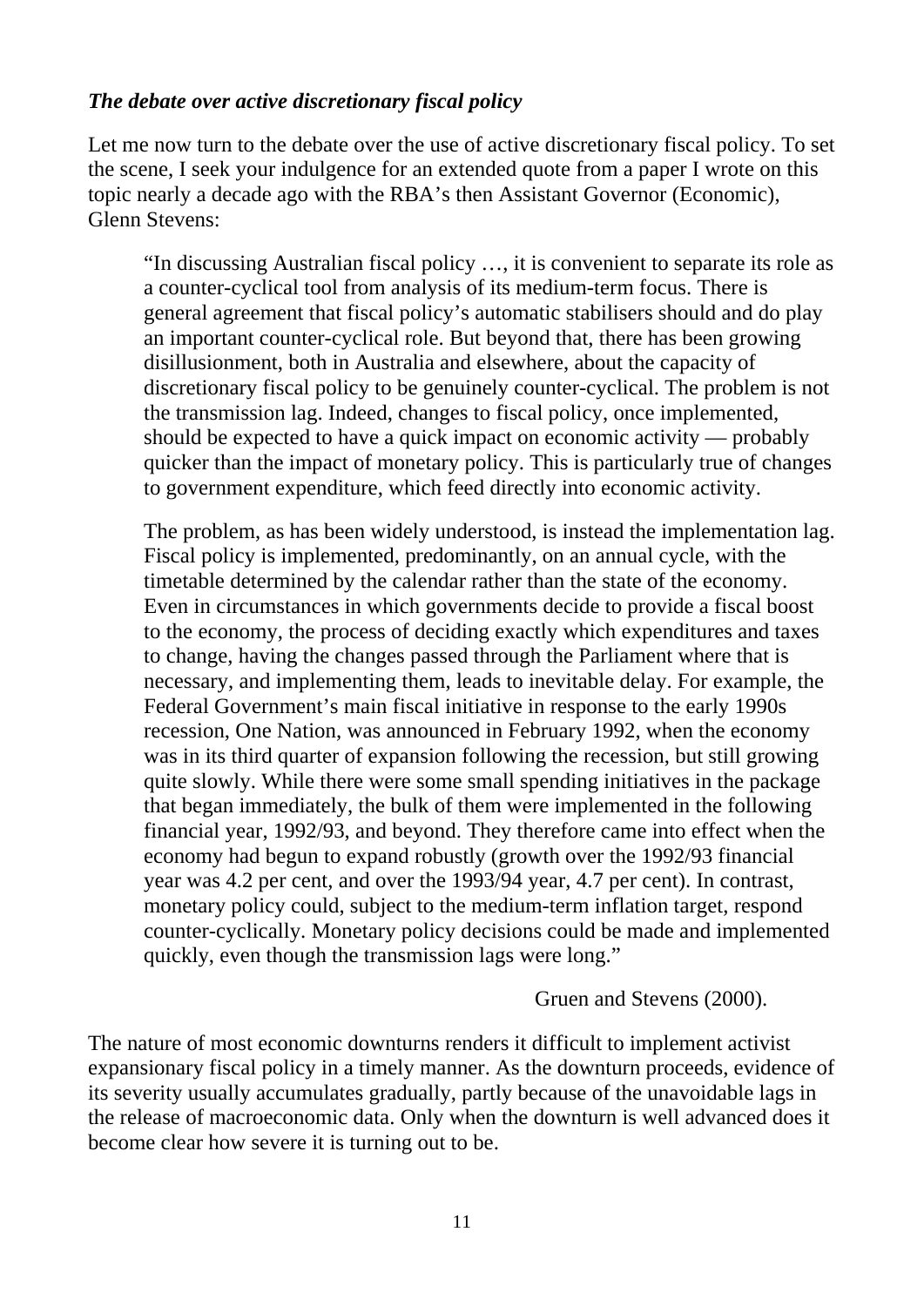### *The debate over active discretionary fiscal policy*

Let me now turn to the debate over the use of active discretionary fiscal policy. To set the scene, I seek your indulgence for an extended quote from a paper I wrote on this topic nearly a decade ago with the RBA's then Assistant Governor (Economic), Glenn Stevens:

> "In discussing Australian fiscal policy …, it is convenient to separate its role as a counter-cyclical tool from analysis of its medium-term focus. There is general agreement that fiscal policy's automatic stabilisers should and do play an important counter-cyclical role. But beyond that, there has been growing disillusionment, both in Australia and elsewhere, about the capacity of discretionary fiscal policy to be genuinely counter-cyclical. The problem is not the transmission lag. Indeed, changes to fiscal policy, once implemented, should be expected to have a quick impact on economic activity — probably quicker than the impact of monetary policy. This is particularly true of changes to government expenditure, which feed directly into economic activity.
>
> The problem, as has been widely understood, is instead the implementation lag. Fiscal policy is implemented, predominantly, on an annual cycle, with the timetable determined by the calendar rather than the state of the economy. Even in circumstances in which governments decide to provide a fiscal boost to the economy, the process of deciding exactly which expenditures and taxes to change, having the changes passed through the Parliament where that is necessary, and implementing them, leads to inevitable delay. For example, the Federal Government's main fiscal initiative in response to the early 1990s recession, One Nation, was announced in February 1992, when the economy was in its third quarter of expansion following the recession, but still growing quite slowly. While there were some small spending initiatives in the package that began immediately, the bulk of them were implemented in the following financial year, 1992/93, and beyond. They therefore came into effect when the economy had begun to expand robustly (growth over the 1992/93 financial year was 4.2 per cent, and over the 1993/94 year, 4.7 per cent). In contrast, monetary policy could, subject to the medium-term inflation target, respond counter-cyclically. Monetary policy decisions could be made and implemented quickly, even though the transmission lags were long."
>
> Gruen and Stevens (2000).

The nature of most economic downturns renders it difficult to implement activist expansionary fiscal policy in a timely manner. As the downturn proceeds, evidence of its severity usually accumulates gradually, partly because of the unavoidable lags in the release of macroeconomic data. Only when the downturn is well advanced does it become clear how severe it is turning out to be.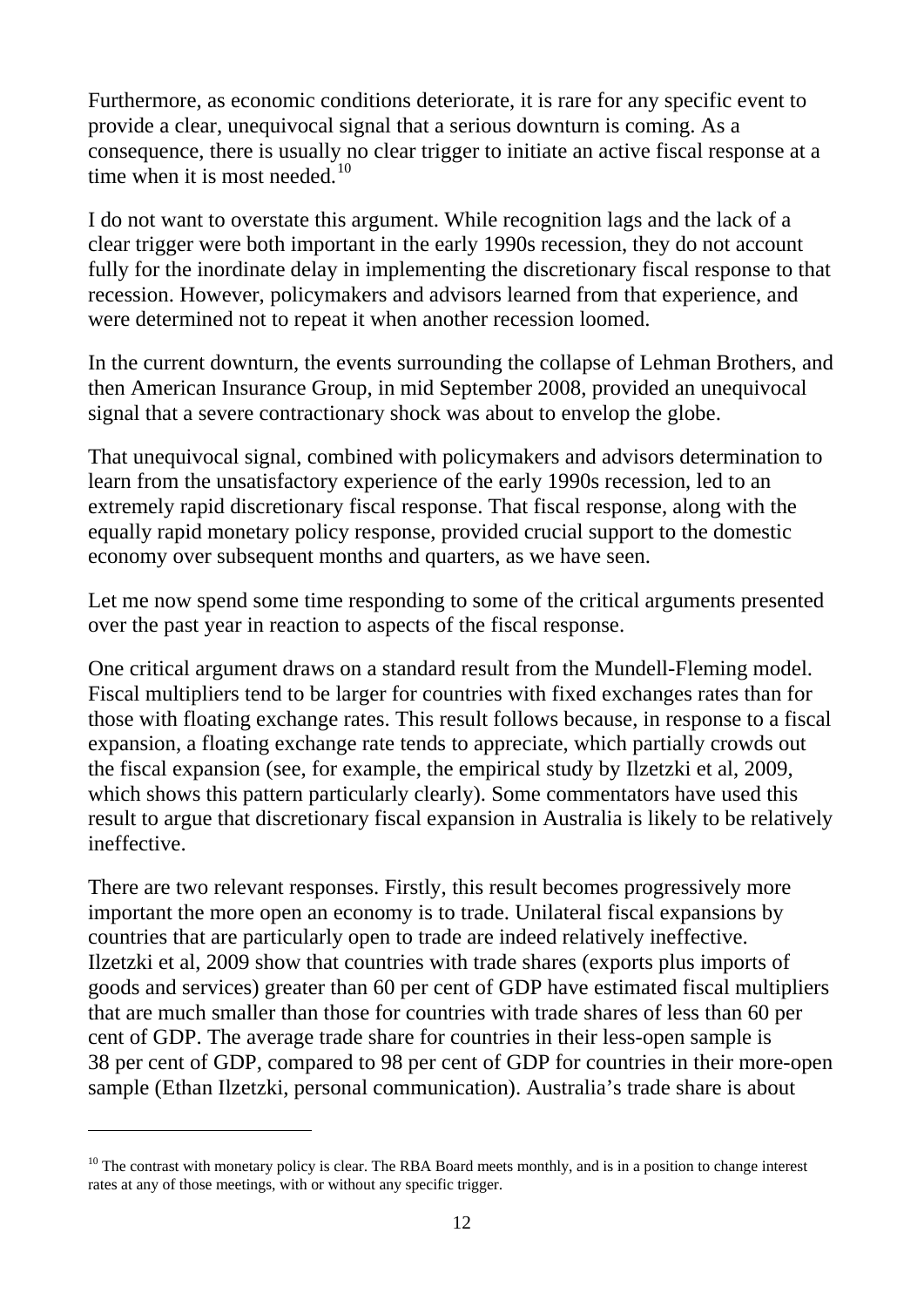Furthermore, as economic conditions deteriorate, it is rare for any specific event to provide a clear, unequivocal signal that a serious downturn is coming. As a consequence, there is usually no clear trigger to initiate an active fiscal response at a time when it is most needed.[10]

I do not want to overstate this argument. While recognition lags and the lack of a clear trigger were both important in the early 1990s recession, they do not account fully for the inordinate delay in implementing the discretionary fiscal response to that recession. However, policymakers and advisors learned from that experience, and were determined not to repeat it when another recession loomed.

In the current downturn, the events surrounding the collapse of Lehman Brothers, and then American Insurance Group, in mid September 2008, provided an unequivocal signal that a severe contractionary shock was about to envelop the globe.

That unequivocal signal, combined with policymakers and advisors determination to learn from the unsatisfactory experience of the early 1990s recession, led to an extremely rapid discretionary fiscal response. That fiscal response, along with the equally rapid monetary policy response, provided crucial support to the domestic economy over subsequent months and quarters, as we have seen.

Let me now spend some time responding to some of the critical arguments presented over the past year in reaction to aspects of the fiscal response.

One critical argument draws on a standard result from the Mundell-Fleming model. Fiscal multipliers tend to be larger for countries with fixed exchanges rates than for those with floating exchange rates. This result follows because, in response to a fiscal expansion, a floating exchange rate tends to appreciate, which partially crowds out the fiscal expansion (see, for example, the empirical study by Ilzetzki et al, 2009, which shows this pattern particularly clearly). Some commentators have used this result to argue that discretionary fiscal expansion in Australia is likely to be relatively ineffective.

There are two relevant responses. Firstly, this result becomes progressively more important the more open an economy is to trade. Unilateral fiscal expansions by countries that are particularly open to trade are indeed relatively ineffective. Ilzetzki et al, 2009 show that countries with trade shares (exports plus imports of goods and services) greater than 60 per cent of GDP have estimated fiscal multipliers that are much smaller than those for countries with trade shares of less than 60 per cent of GDP. The average trade share for countries in their less-open sample is 38 per cent of GDP, compared to 98 per cent of GDP for countries in their more-open sample (Ethan Ilzetzki, personal communication). Australia's trade share is about

---

[10] The contrast with monetary policy is clear. The RBA Board meets monthly, and is in a position to change interest rates at any of those meetings, with or without any specific trigger.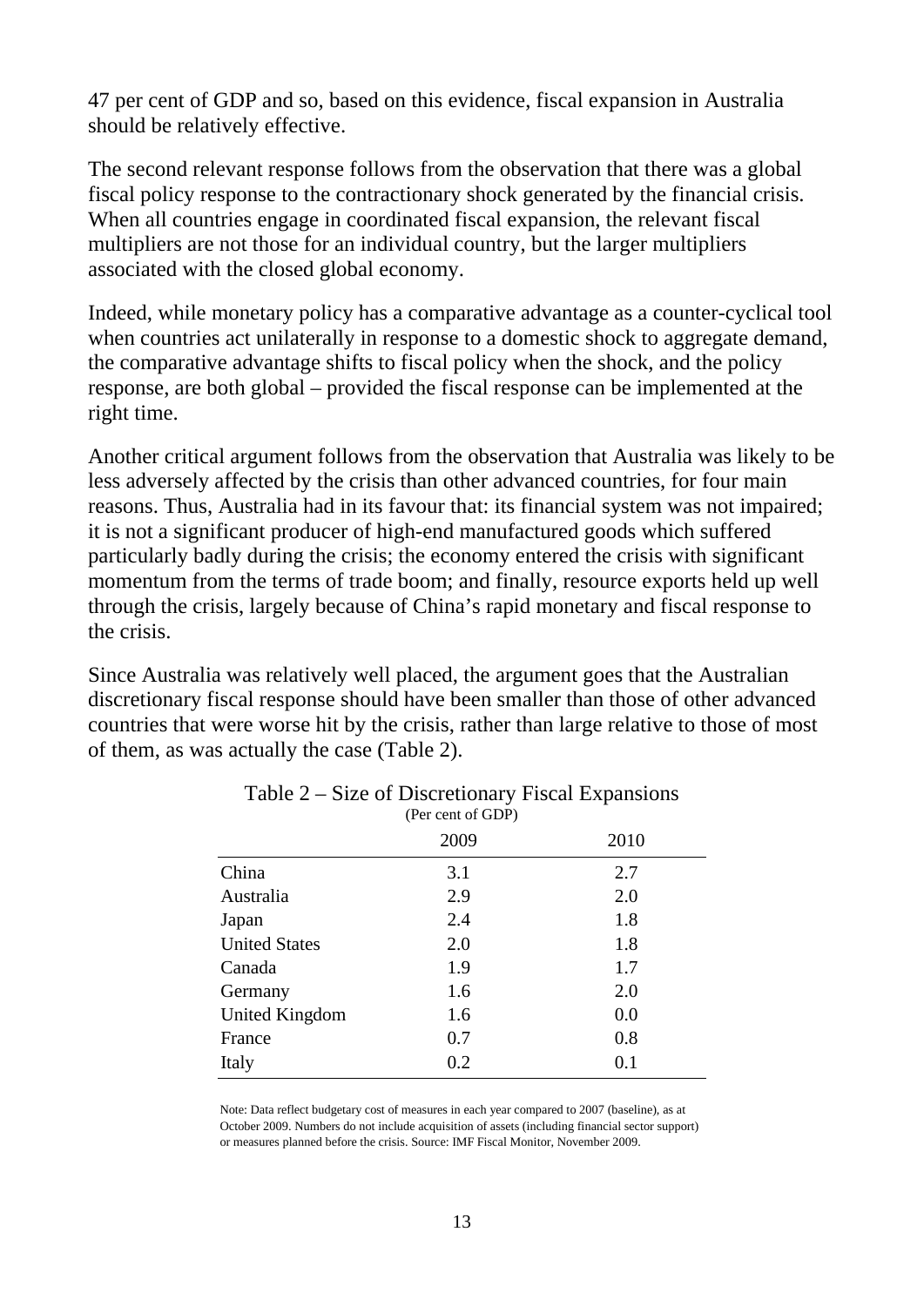47 per cent of GDP and so, based on this evidence, fiscal expansion in Australia should be relatively effective.

The second relevant response follows from the observation that there was a global fiscal policy response to the contractionary shock generated by the financial crisis. When all countries engage in coordinated fiscal expansion, the relevant fiscal multipliers are not those for an individual country, but the larger multipliers associated with the closed global economy.

Indeed, while monetary policy has a comparative advantage as a counter-cyclical tool when countries act unilaterally in response to a domestic shock to aggregate demand, the comparative advantage shifts to fiscal policy when the shock, and the policy response, are both global – provided the fiscal response can be implemented at the right time.

Another critical argument follows from the observation that Australia was likely to be less adversely affected by the crisis than other advanced countries, for four main reasons. Thus, Australia had in its favour that: its financial system was not impaired; it is not a significant producer of high-end manufactured goods which suffered particularly badly during the crisis; the economy entered the crisis with significant momentum from the terms of trade boom; and finally, resource exports held up well through the crisis, largely because of China's rapid monetary and fiscal response to the crisis.

Since Australia was relatively well placed, the argument goes that the Australian discretionary fiscal response should have been smaller than those of other advanced countries that were worse hit by the crisis, rather than large relative to those of most of them, as was actually the case (Table 2).

Table 2 – Size of Discretionary Fiscal Expansions
(Per cent of GDP)

| | 2009 | 2010 |
|---|---|---|
| China | 3.1 | 2.7 |
| Australia | 2.9 | 2.0 |
| Japan | 2.4 | 1.8 |
| United States | 2.0 | 1.8 |
| Canada | 1.9 | 1.7 |
| Germany | 1.6 | 2.0 |
| United Kingdom | 1.6 | 0.0 |
| France | 0.7 | 0.8 |
| Italy | 0.2 | 0.1 |

Note: Data reflect budgetary cost of measures in each year compared to 2007 (baseline), as at October 2009. Numbers do not include acquisition of assets (including financial sector support) or measures planned before the crisis. Source: IMF Fiscal Monitor, November 2009.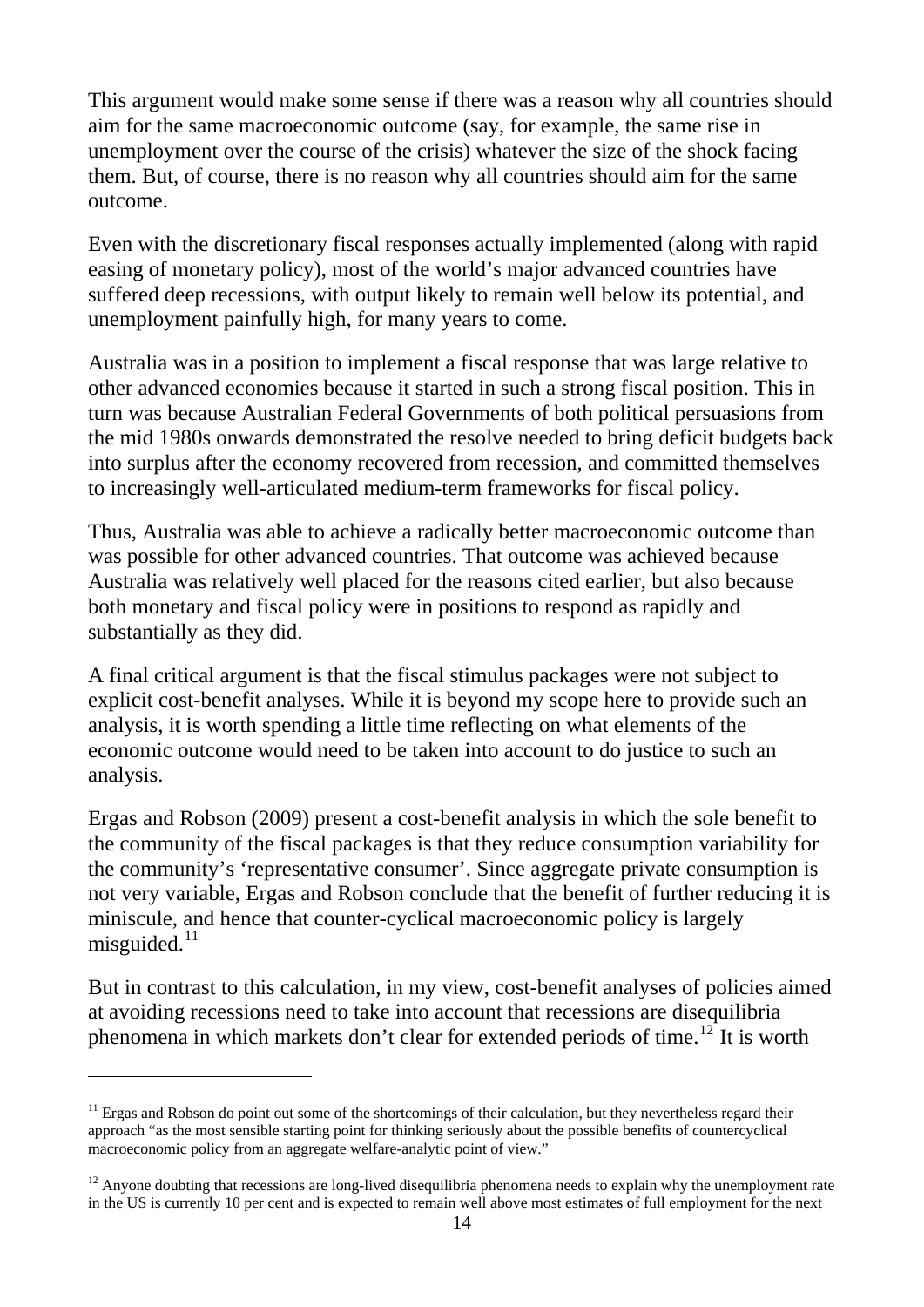This argument would make some sense if there was a reason why all countries should aim for the same macroeconomic outcome (say, for example, the same rise in unemployment over the course of the crisis) whatever the size of the shock facing them. But, of course, there is no reason why all countries should aim for the same outcome.

Even with the discretionary fiscal responses actually implemented (along with rapid easing of monetary policy), most of the world's major advanced countries have suffered deep recessions, with output likely to remain well below its potential, and unemployment painfully high, for many years to come.

Australia was in a position to implement a fiscal response that was large relative to other advanced economies because it started in such a strong fiscal position. This in turn was because Australian Federal Governments of both political persuasions from the mid 1980s onwards demonstrated the resolve needed to bring deficit budgets back into surplus after the economy recovered from recession, and committed themselves to increasingly well-articulated medium-term frameworks for fiscal policy.

Thus, Australia was able to achieve a radically better macroeconomic outcome than was possible for other advanced countries. That outcome was achieved because Australia was relatively well placed for the reasons cited earlier, but also because both monetary and fiscal policy were in positions to respond as rapidly and substantially as they did.

A final critical argument is that the fiscal stimulus packages were not subject to explicit cost-benefit analyses. While it is beyond my scope here to provide such an analysis, it is worth spending a little time reflecting on what elements of the economic outcome would need to be taken into account to do justice to such an analysis.

Ergas and Robson (2009) present a cost-benefit analysis in which the sole benefit to the community of the fiscal packages is that they reduce consumption variability for the community's 'representative consumer'. Since aggregate private consumption is not very variable, Ergas and Robson conclude that the benefit of further reducing it is miniscule, and hence that counter-cyclical macroeconomic policy is largely misguided.[11]

But in contrast to this calculation, in my view, cost-benefit analyses of policies aimed at avoiding recessions need to take into account that recessions are disequilibria phenomena in which markets don't clear for extended periods of time.[12] It is worth

---

[11] Ergas and Robson do point out some of the shortcomings of their calculation, but they nevertheless regard their approach "as the most sensible starting point for thinking seriously about the possible benefits of countercyclical macroeconomic policy from an aggregate welfare-analytic point of view."

[12] Anyone doubting that recessions are long-lived disequilibria phenomena needs to explain why the unemployment rate in the US is currently 10 per cent and is expected to remain well above most estimates of full employment for the next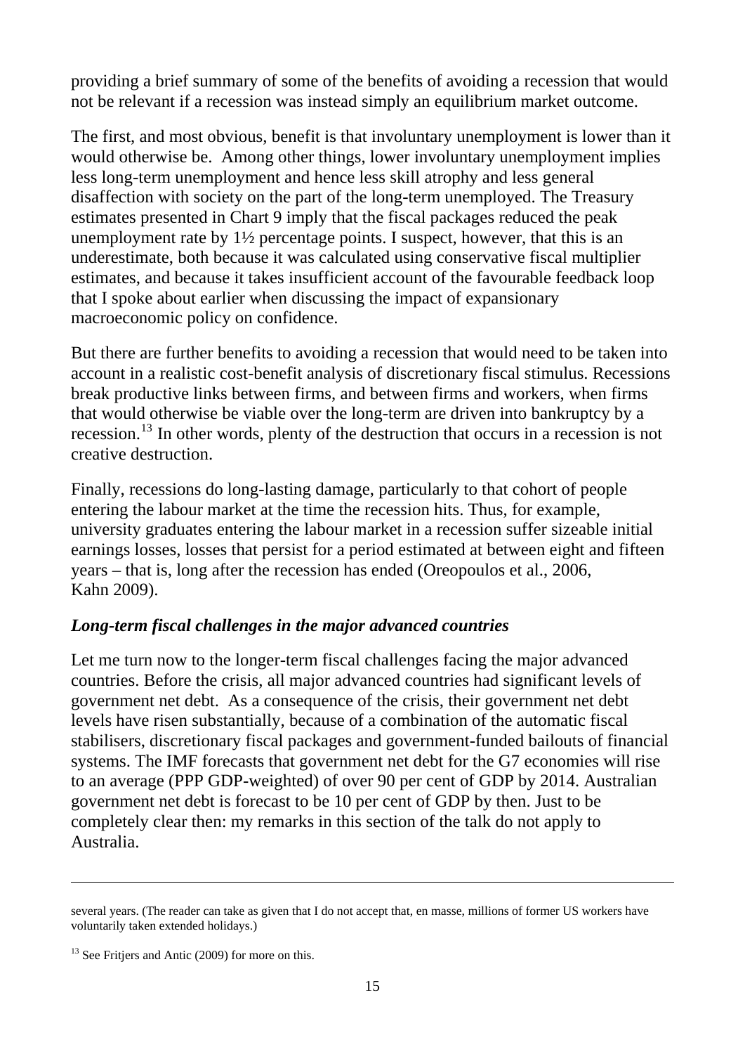providing a brief summary of some of the benefits of avoiding a recession that would not be relevant if a recession was instead simply an equilibrium market outcome.

The first, and most obvious, benefit is that involuntary unemployment is lower than it would otherwise be. Among other things, lower involuntary unemployment implies less long-term unemployment and hence less skill atrophy and less general disaffection with society on the part of the long-term unemployed. The Treasury estimates presented in Chart 9 imply that the fiscal packages reduced the peak unemployment rate by 1½ percentage points. I suspect, however, that this is an underestimate, both because it was calculated using conservative fiscal multiplier estimates, and because it takes insufficient account of the favourable feedback loop that I spoke about earlier when discussing the impact of expansionary macroeconomic policy on confidence.

But there are further benefits to avoiding a recession that would need to be taken into account in a realistic cost-benefit analysis of discretionary fiscal stimulus. Recessions break productive links between firms, and between firms and workers, when firms that would otherwise be viable over the long-term are driven into bankruptcy by a recession.[13] In other words, plenty of the destruction that occurs in a recession is not creative destruction.

Finally, recessions do long-lasting damage, particularly to that cohort of people entering the labour market at the time the recession hits. Thus, for example, university graduates entering the labour market in a recession suffer sizeable initial earnings losses, losses that persist for a period estimated at between eight and fifteen years – that is, long after the recession has ended (Oreopoulos et al., 2006, Kahn 2009).

### *Long-term fiscal challenges in the major advanced countries*

Let me turn now to the longer-term fiscal challenges facing the major advanced countries. Before the crisis, all major advanced countries had significant levels of government net debt. As a consequence of the crisis, their government net debt levels have risen substantially, because of a combination of the automatic fiscal stabilisers, discretionary fiscal packages and government-funded bailouts of financial systems. The IMF forecasts that government net debt for the G7 economies will rise to an average (PPP GDP-weighted) of over 90 per cent of GDP by 2014. Australian government net debt is forecast to be 10 per cent of GDP by then. Just to be completely clear then: my remarks in this section of the talk do not apply to Australia.

---

several years. (The reader can take as given that I do not accept that, en masse, millions of former US workers have voluntarily taken extended holidays.)

[13] See Fritjers and Antic (2009) for more on this.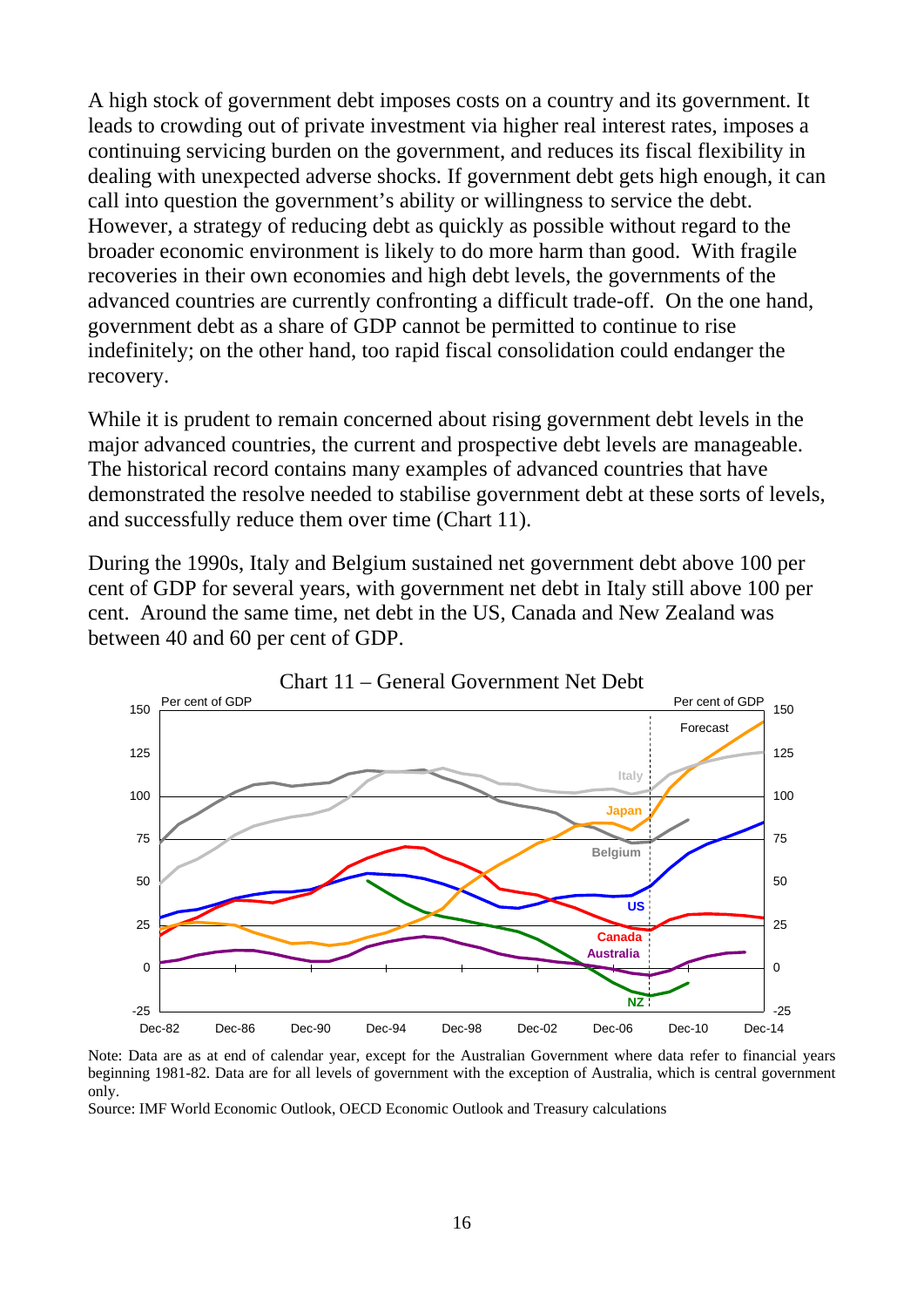A high stock of government debt imposes costs on a country and its government. It leads to crowding out of private investment via higher real interest rates, imposes a continuing servicing burden on the government, and reduces its fiscal flexibility in dealing with unexpected adverse shocks. If government debt gets high enough, it can call into question the government's ability or willingness to service the debt. However, a strategy of reducing debt as quickly as possible without regard to the broader economic environment is likely to do more harm than good. With fragile recoveries in their own economies and high debt levels, the governments of the advanced countries are currently confronting a difficult trade-off. On the one hand, government debt as a share of GDP cannot be permitted to continue to rise indefinitely; on the other hand, too rapid fiscal consolidation could endanger the recovery.

While it is prudent to remain concerned about rising government debt levels in the major advanced countries, the current and prospective debt levels are manageable. The historical record contains many examples of advanced countries that have demonstrated the resolve needed to stabilise government debt at these sorts of levels, and successfully reduce them over time (Chart 11).

During the 1990s, Italy and Belgium sustained net government debt above 100 per cent of GDP for several years, with government net debt in Italy still above 100 per cent. Around the same time, net debt in the US, Canada and New Zealand was between 40 and 60 per cent of GDP.

Chart 11 – General Government Net Debt

Note: Data are as at end of calendar year, except for the Australian Government where data refer to financial years beginning 1981-82. Data are for all levels of government with the exception of Australia, which is central government only.

Source: IMF World Economic Outlook, OECD Economic Outlook and Treasury calculations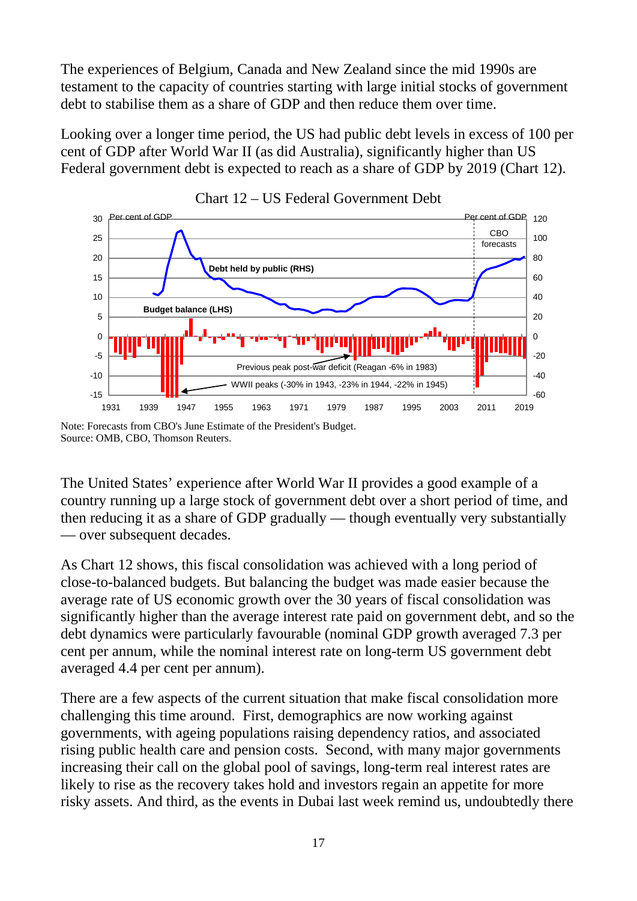The experiences of Belgium, Canada and New Zealand since the mid 1990s are testament to the capacity of countries starting with large initial stocks of government debt to stabilise them as a share of GDP and then reduce them over time.

Looking over a longer time period, the US had public debt levels in excess of 100 per cent of GDP after World War II (as did Australia), significantly higher than US Federal government debt is expected to reach as a share of GDP by 2019 (Chart 12).

Chart 12 – US Federal Government Debt

Note: Forecasts from CBO's June Estimate of the President's Budget.
Source: OMB, CBO, Thomson Reuters.

The United States' experience after World War II provides a good example of a country running up a large stock of government debt over a short period of time, and then reducing it as a share of GDP gradually — though eventually very substantially — over subsequent decades.

As Chart 12 shows, this fiscal consolidation was achieved with a long period of close-to-balanced budgets. But balancing the budget was made easier because the average rate of US economic growth over the 30 years of fiscal consolidation was significantly higher than the average interest rate paid on government debt, and so the debt dynamics were particularly favourable (nominal GDP growth averaged 7.3 per cent per annum, while the nominal interest rate on long-term US government debt averaged 4.4 per cent per annum).

There are a few aspects of the current situation that make fiscal consolidation more challenging this time around. First, demographics are now working against governments, with ageing populations raising dependency ratios, and associated rising public health care and pension costs. Second, with many major governments increasing their call on the global pool of savings, long-term real interest rates are likely to rise as the recovery takes hold and investors regain an appetite for more risky assets. And third, as the events in Dubai last week remind us, undoubtedly there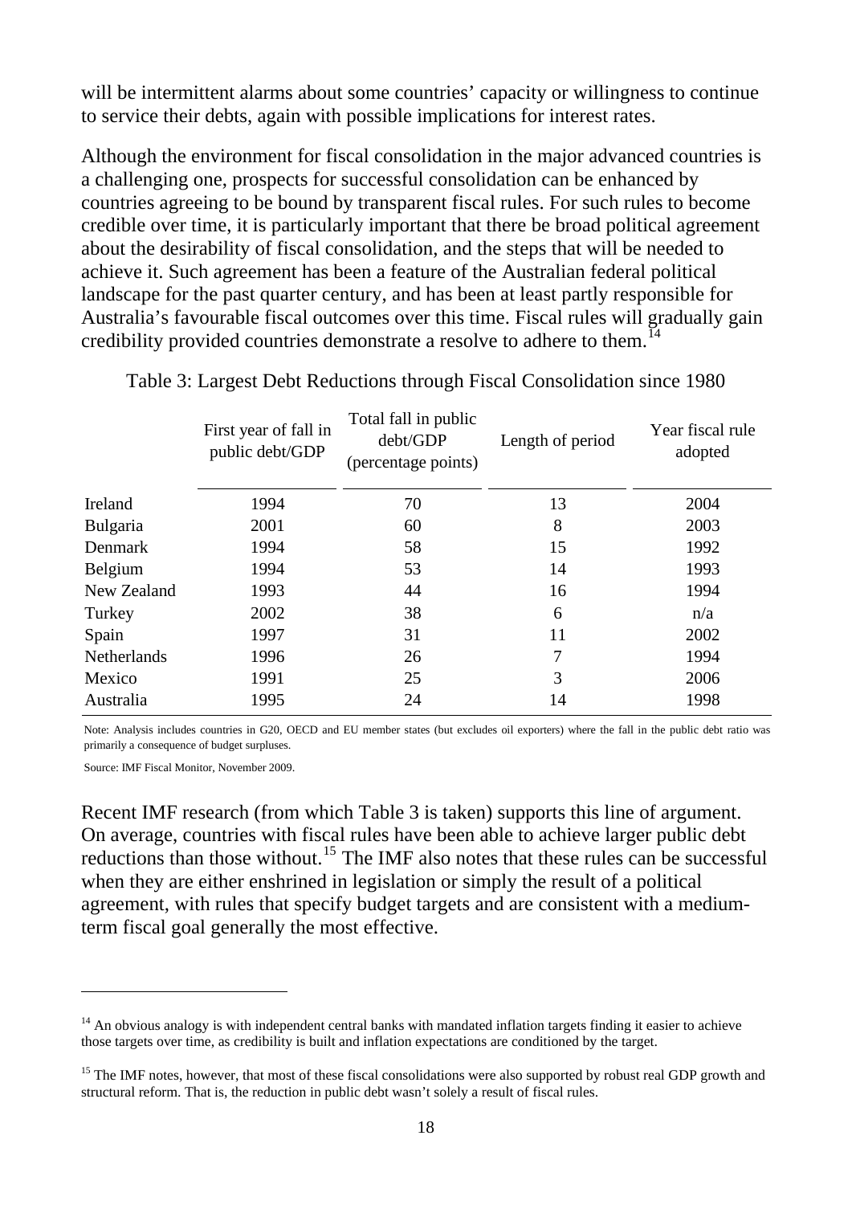will be intermittent alarms about some countries' capacity or willingness to continue to service their debts, again with possible implications for interest rates.

Although the environment for fiscal consolidation in the major advanced countries is a challenging one, prospects for successful consolidation can be enhanced by countries agreeing to be bound by transparent fiscal rules. For such rules to become credible over time, it is particularly important that there be broad political agreement about the desirability of fiscal consolidation, and the steps that will be needed to achieve it. Such agreement has been a feature of the Australian federal political landscape for the past quarter century, and has been at least partly responsible for Australia's favourable fiscal outcomes over this time. Fiscal rules will gradually gain credibility provided countries demonstrate a resolve to adhere to them.[14]

Table 3: Largest Debt Reductions through Fiscal Consolidation since 1980

| | First year of fall in public debt/GDP | Total fall in public debt/GDP (percentage points) | Length of period | Year fiscal rule adopted |
|---|---|---|---|---|
| Ireland | 1994 | 70 | 13 | 2004 |
| Bulgaria | 2001 | 60 | 8 | 2003 |
| Denmark | 1994 | 58 | 15 | 1992 |
| Belgium | 1994 | 53 | 14 | 1993 |
| New Zealand | 1993 | 44 | 16 | 1994 |
| Turkey | 2002 | 38 | 6 | n/a |
| Spain | 1997 | 31 | 11 | 2002 |
| Netherlands | 1996 | 26 | 7 | 1994 |
| Mexico | 1991 | 25 | 3 | 2006 |
| Australia | 1995 | 24 | 14 | 1998 |

Note: Analysis includes countries in G20, OECD and EU member states (but excludes oil exporters) where the fall in the public debt ratio was primarily a consequence of budget surpluses.

Source: IMF Fiscal Monitor, November 2009.

Recent IMF research (from which Table 3 is taken) supports this line of argument. On average, countries with fiscal rules have been able to achieve larger public debt reductions than those without.[15] The IMF also notes that these rules can be successful when they are either enshrined in legislation or simply the result of a political agreement, with rules that specify budget targets and are consistent with a medium-term fiscal goal generally the most effective.

[14] An obvious analogy is with independent central banks with mandated inflation targets finding it easier to achieve those targets over time, as credibility is built and inflation expectations are conditioned by the target.

[15] The IMF notes, however, that most of these fiscal consolidations were also supported by robust real GDP growth and structural reform. That is, the reduction in public debt wasn't solely a result of fiscal rules.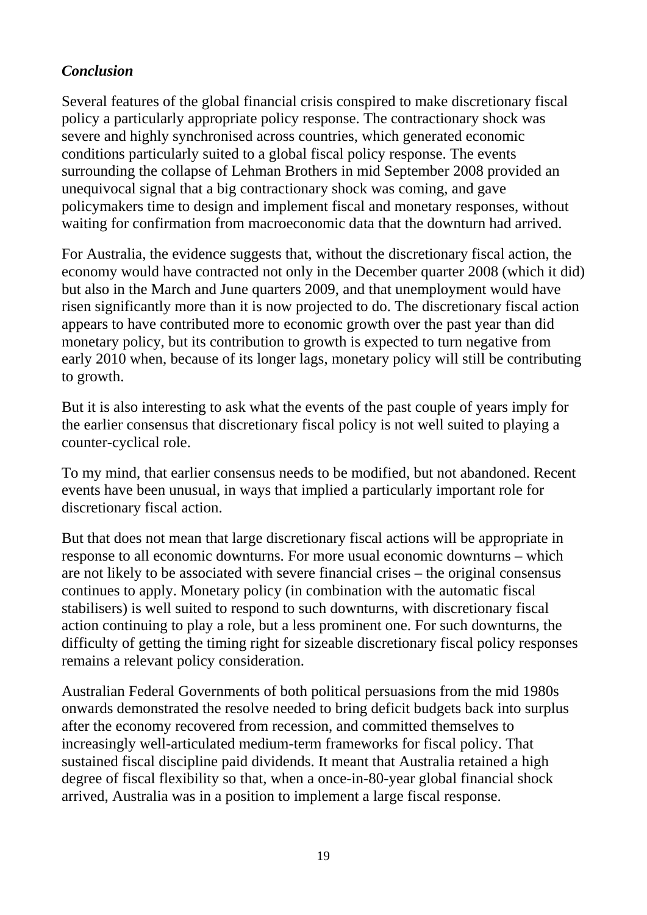## *Conclusion*

Several features of the global financial crisis conspired to make discretionary fiscal policy a particularly appropriate policy response. The contractionary shock was severe and highly synchronised across countries, which generated economic conditions particularly suited to a global fiscal policy response. The events surrounding the collapse of Lehman Brothers in mid September 2008 provided an unequivocal signal that a big contractionary shock was coming, and gave policymakers time to design and implement fiscal and monetary responses, without waiting for confirmation from macroeconomic data that the downturn had arrived.

For Australia, the evidence suggests that, without the discretionary fiscal action, the economy would have contracted not only in the December quarter 2008 (which it did) but also in the March and June quarters 2009, and that unemployment would have risen significantly more than it is now projected to do. The discretionary fiscal action appears to have contributed more to economic growth over the past year than did monetary policy, but its contribution to growth is expected to turn negative from early 2010 when, because of its longer lags, monetary policy will still be contributing to growth.

But it is also interesting to ask what the events of the past couple of years imply for the earlier consensus that discretionary fiscal policy is not well suited to playing a counter-cyclical role.

To my mind, that earlier consensus needs to be modified, but not abandoned. Recent events have been unusual, in ways that implied a particularly important role for discretionary fiscal action.

But that does not mean that large discretionary fiscal actions will be appropriate in response to all economic downturns. For more usual economic downturns – which are not likely to be associated with severe financial crises – the original consensus continues to apply. Monetary policy (in combination with the automatic fiscal stabilisers) is well suited to respond to such downturns, with discretionary fiscal action continuing to play a role, but a less prominent one. For such downturns, the difficulty of getting the timing right for sizeable discretionary fiscal policy responses remains a relevant policy consideration.

Australian Federal Governments of both political persuasions from the mid 1980s onwards demonstrated the resolve needed to bring deficit budgets back into surplus after the economy recovered from recession, and committed themselves to increasingly well-articulated medium-term frameworks for fiscal policy. That sustained fiscal discipline paid dividends. It meant that Australia retained a high degree of fiscal flexibility so that, when a once-in-80-year global financial shock arrived, Australia was in a position to implement a large fiscal response.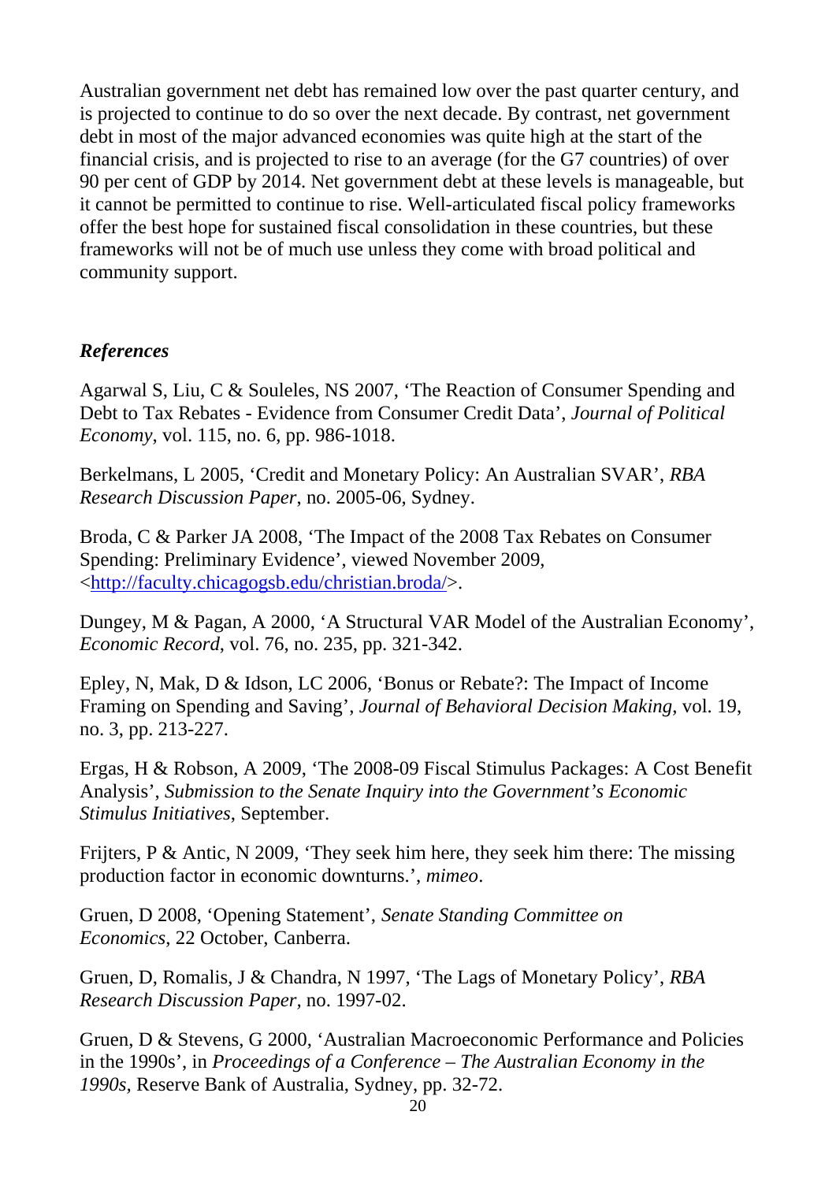Australian government net debt has remained low over the past quarter century, and is projected to continue to do so over the next decade. By contrast, net government debt in most of the major advanced economies was quite high at the start of the financial crisis, and is projected to rise to an average (for the G7 countries) of over 90 per cent of GDP by 2014. Net government debt at these levels is manageable, but it cannot be permitted to continue to rise. Well-articulated fiscal policy frameworks offer the best hope for sustained fiscal consolidation in these countries, but these frameworks will not be of much use unless they come with broad political and community support.

### *References*

Agarwal S, Liu, C & Souleles, NS 2007, 'The Reaction of Consumer Spending and Debt to Tax Rebates - Evidence from Consumer Credit Data', *Journal of Political Economy*, vol. 115, no. 6, pp. 986-1018.

Berkelmans, L 2005, 'Credit and Monetary Policy: An Australian SVAR', *RBA Research Discussion Paper*, no. 2005-06, Sydney.

Broda, C & Parker JA 2008, 'The Impact of the 2008 Tax Rebates on Consumer Spending: Preliminary Evidence', viewed November 2009, <http://faculty.chicagogsb.edu/christian.broda/>.

Dungey, M & Pagan, A 2000, 'A Structural VAR Model of the Australian Economy', *Economic Record*, vol. 76, no. 235, pp. 321-342.

Epley, N, Mak, D & Idson, LC 2006, 'Bonus or Rebate?: The Impact of Income Framing on Spending and Saving', *Journal of Behavioral Decision Making*, vol. 19, no. 3, pp. 213-227.

Ergas, H & Robson, A 2009, 'The 2008-09 Fiscal Stimulus Packages: A Cost Benefit Analysis', *Submission to the Senate Inquiry into the Government's Economic Stimulus Initiatives*, September.

Frijters, P & Antic, N 2009, 'They seek him here, they seek him there: The missing production factor in economic downturns.', *mimeo*.

Gruen, D 2008, 'Opening Statement', *Senate Standing Committee on Economics*, 22 October, Canberra.

Gruen, D, Romalis, J & Chandra, N 1997, 'The Lags of Monetary Policy', *RBA Research Discussion Paper*, no. 1997-02.

Gruen, D & Stevens, G 2000, 'Australian Macroeconomic Performance and Policies in the 1990s', in *Proceedings of a Conference – The Australian Economy in the 1990s*, Reserve Bank of Australia, Sydney, pp. 32-72.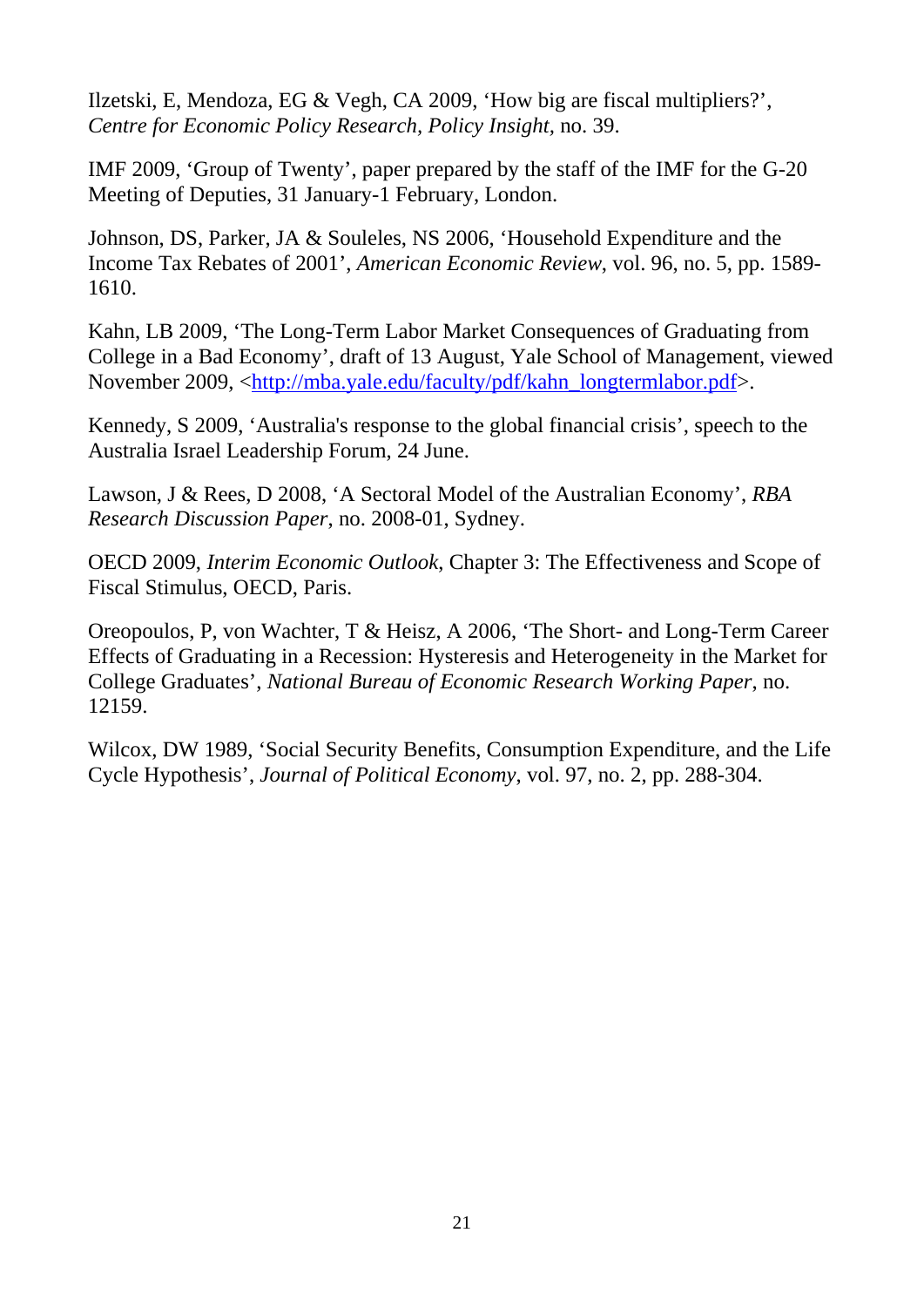Ilzetski, E, Mendoza, EG & Vegh, CA 2009, 'How big are fiscal multipliers?', *Centre for Economic Policy Research*, *Policy Insight*, no. 39.

IMF 2009, 'Group of Twenty', paper prepared by the staff of the IMF for the G-20 Meeting of Deputies, 31 January-1 February, London.

Johnson, DS, Parker, JA & Souleles, NS 2006, 'Household Expenditure and the Income Tax Rebates of 2001', *American Economic Review*, vol. 96, no. 5, pp. 1589-1610.

Kahn, LB 2009, 'The Long-Term Labor Market Consequences of Graduating from College in a Bad Economy', draft of 13 August, Yale School of Management, viewed November 2009, <http://mba.yale.edu/faculty/pdf/kahn_longtermlabor.pdf>.

Kennedy, S 2009, 'Australia's response to the global financial crisis', speech to the Australia Israel Leadership Forum, 24 June.

Lawson, J & Rees, D 2008, 'A Sectoral Model of the Australian Economy', *RBA Research Discussion Paper*, no. 2008-01, Sydney.

OECD 2009, *Interim Economic Outlook*, Chapter 3: The Effectiveness and Scope of Fiscal Stimulus, OECD, Paris.

Oreopoulos, P, von Wachter, T & Heisz, A 2006, 'The Short- and Long-Term Career Effects of Graduating in a Recession: Hysteresis and Heterogeneity in the Market for College Graduates', *National Bureau of Economic Research Working Paper*, no. 12159.

Wilcox, DW 1989, 'Social Security Benefits, Consumption Expenditure, and the Life Cycle Hypothesis', *Journal of Political Economy*, vol. 97, no. 2, pp. 288-304.